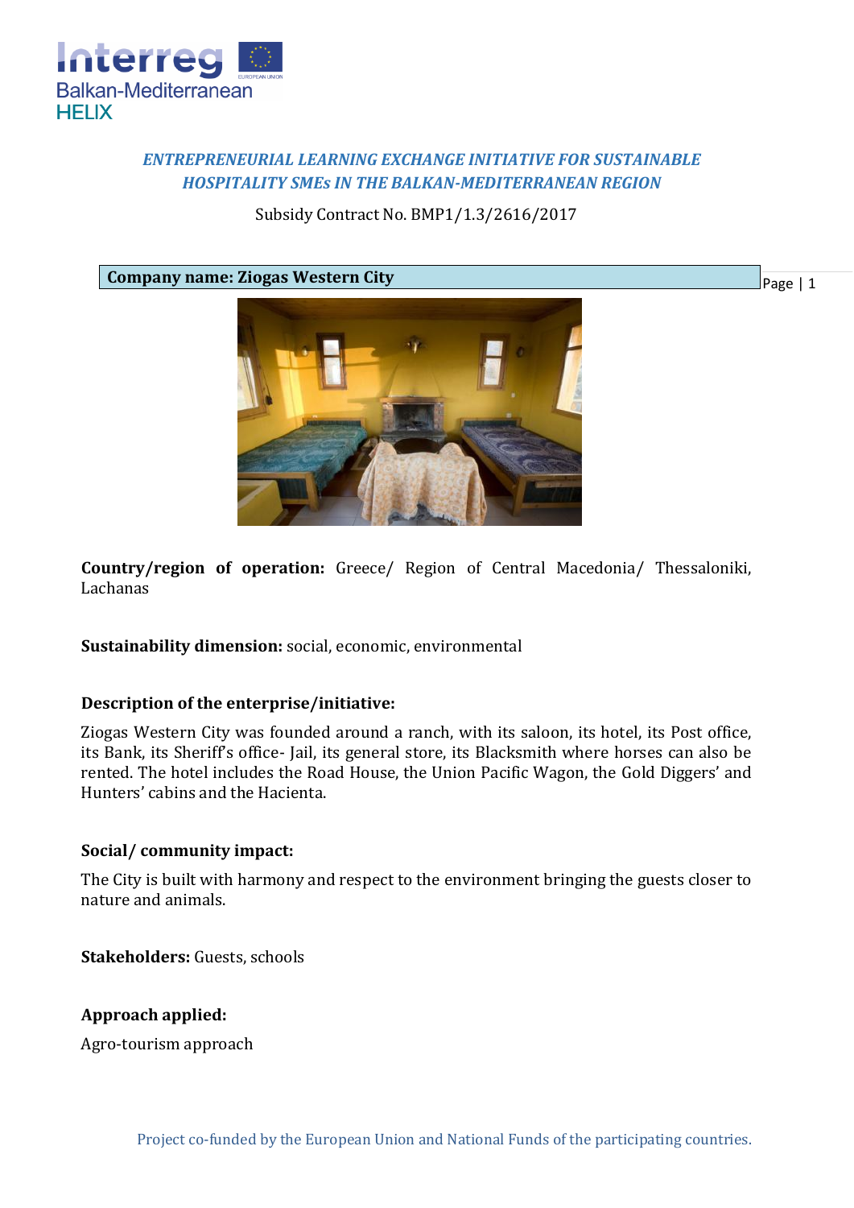***ENTREPRENEURIAL LEARNING EXCHANGE INITIATIVE FOR SUSTAINABLE HOSPITALITY SMEs IN THE BALKAN-MEDITERRANEAN REGION***

Subsidy Contract No. BMP1/1.3/2616/2017

**Company name: Ziogas Western City**

**Country/region of operation:** Greece/ Region of Central Macedonia/ Thessaloniki, Lachanas

**Sustainability dimension:** social, economic, environmental

**Description of the enterprise/initiative:**

Ziogas Western City was founded around a ranch, with its saloon, its hotel, its Post office, its Bank, its Sheriff's office- Jail, its general store, its Blacksmith where horses can also be rented. The hotel includes the Road House, the Union Pacific Wagon, the Gold Diggers' and Hunters' cabins and the Hacienta.

**Social/ community impact:**

The City is built with harmony and respect to the environment bringing the guests closer to nature and animals.

**Stakeholders:** Guests, schools

**Approach applied:**

Agro-tourism approach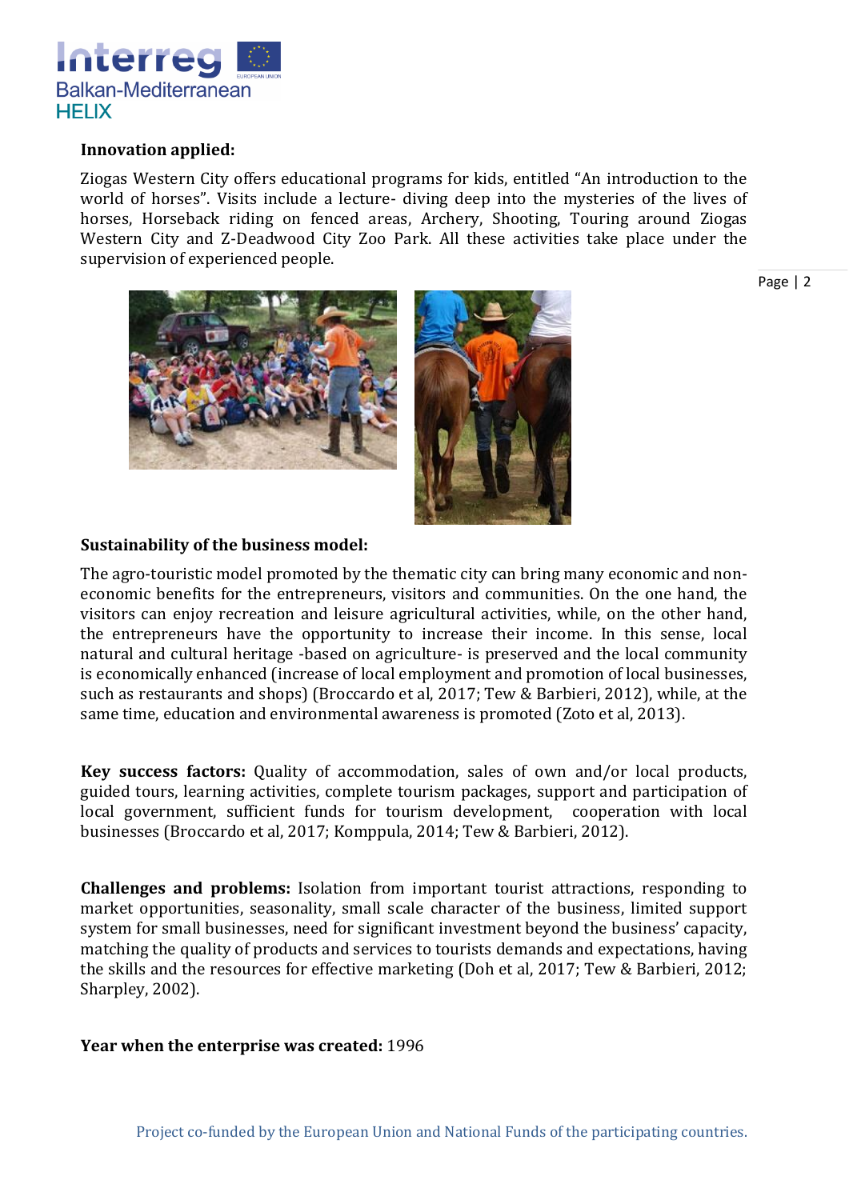**Innovation applied:**

Ziogas Western City offers educational programs for kids, entitled "An introduction to the world of horses". Visits include a lecture- diving deep into the mysteries of the lives of horses, Horseback riding on fenced areas, Archery, Shooting, Touring around Ziogas Western City and Z-Deadwood City Zoo Park. All these activities take place under the supervision of experienced people.

**Sustainability of the business model:**

The agro-touristic model promoted by the thematic city can bring many economic and non-economic benefits for the entrepreneurs, visitors and communities. On the one hand, the visitors can enjoy recreation and leisure agricultural activities, while, on the other hand, the entrepreneurs have the opportunity to increase their income. In this sense, local natural and cultural heritage -based on agriculture- is preserved and the local community is economically enhanced (increase of local employment and promotion of local businesses, such as restaurants and shops) (Broccardo et al, 2017; Tew & Barbieri, 2012), while, at the same time, education and environmental awareness is promoted (Zoto et al, 2013).

**Key success factors:** Quality of accommodation, sales of own and/or local products, guided tours, learning activities, complete tourism packages, support and participation of local government, sufficient funds for tourism development, cooperation with local businesses (Broccardo et al, 2017; Komppula, 2014; Tew & Barbieri, 2012).

**Challenges and problems:** Isolation from important tourist attractions, responding to market opportunities, seasonality, small scale character of the business, limited support system for small businesses, need for significant investment beyond the business' capacity, matching the quality of products and services to tourists demands and expectations, having the skills and the resources for effective marketing (Doh et al, 2017; Tew & Barbieri, 2012; Sharpley, 2002).

**Year when the enterprise was created:** 1996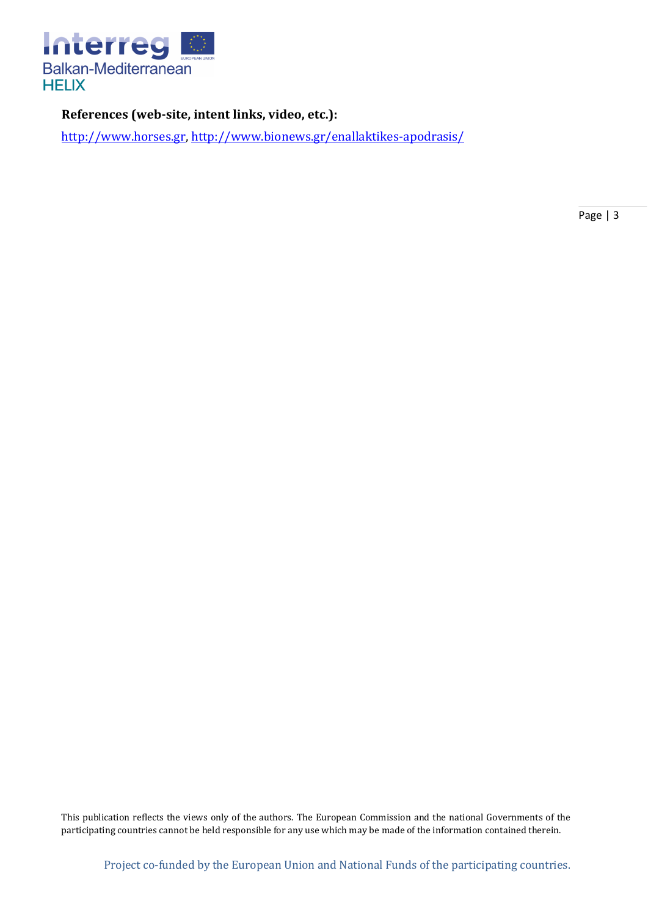**References (web-site, intent links, video, etc.):**

http://www.horses.gr, http://www.bionews.gr/enallaktikes-apodrasis/

This publication reflects the views only of the authors. The European Commission and the national Governments of the participating countries cannot be held responsible for any use which may be made of the information contained therein.

Project co-funded by the European Union and National Funds of the participating countries.